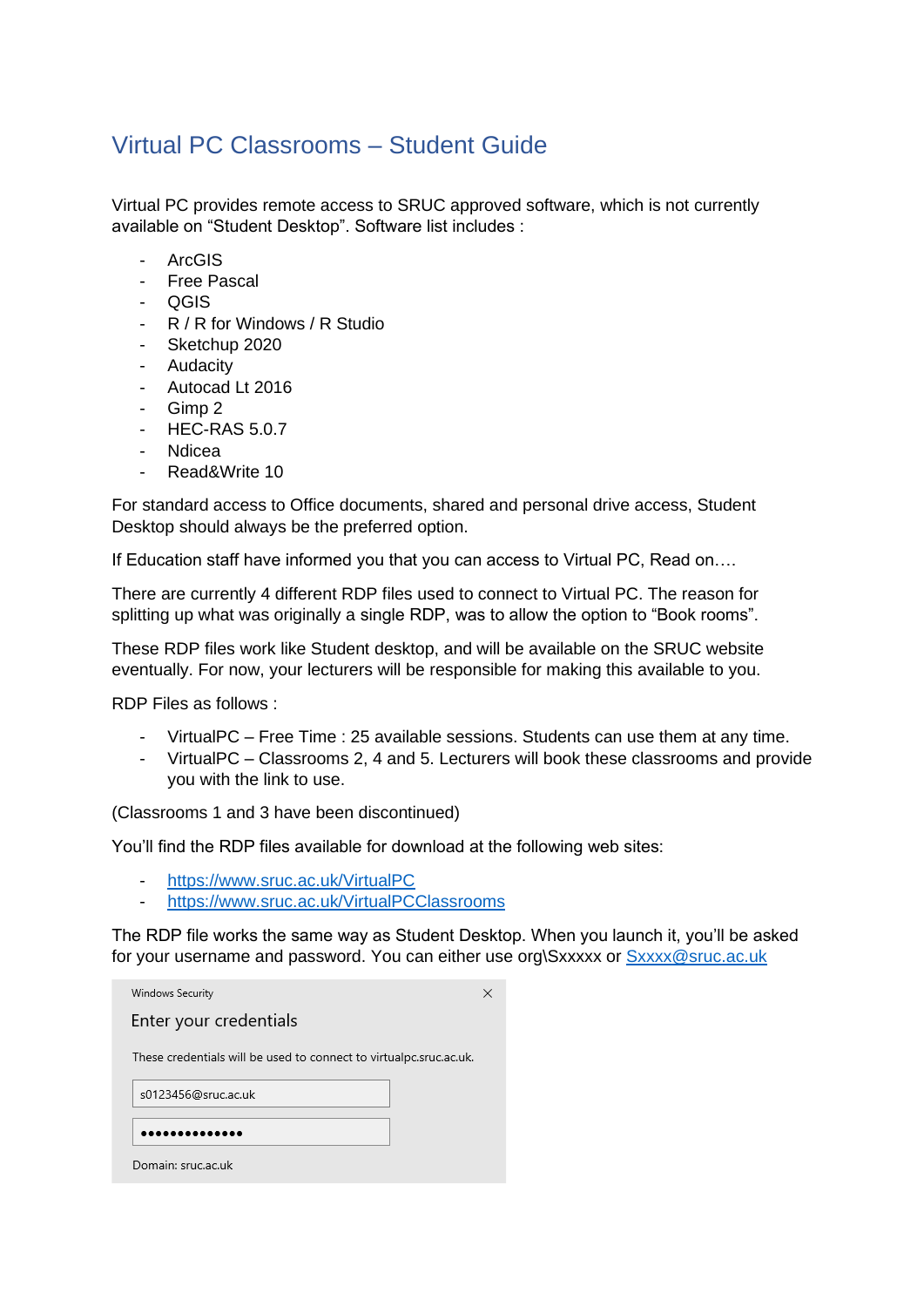# Virtual PC Classrooms – Student Guide

Virtual PC provides remote access to SRUC approved software, which is not currently available on "Student Desktop". Software list includes :

- ArcGIS
- Free Pascal
- QGIS
- R / R for Windows / R Studio
- Sketchup 2020
- Audacity
- Autocad Lt 2016
- Gimp 2
- HEC-RAS 5.0.7
- Ndicea
- Read&Write 10

For standard access to Office documents, shared and personal drive access, Student Desktop should always be the preferred option.

If Education staff have informed you that you can access to Virtual PC, Read on….

There are currently 4 different RDP files used to connect to Virtual PC. The reason for splitting up what was originally a single RDP, was to allow the option to "Book rooms".

These RDP files work like Student desktop, and will be available on the SRUC website eventually. For now, your lecturers will be responsible for making this available to you.

RDP Files as follows :

- VirtualPC – Free Time : 25 available sessions. Students can use them at any time.
- VirtualPC – Classrooms 2, 4 and 5. Lecturers will book these classrooms and provide you with the link to use.

(Classrooms 1 and 3 have been discontinued)

You'll find the RDP files available for download at the following web sites:

- https://www.sruc.ac.uk/VirtualPC
- https://www.sruc.ac.uk/VirtualPCClassrooms

The RDP file works the same way as Student Desktop. When you launch it, you'll be asked for your username and password. You can either use org\Sxxxxx or Sxxxx@sruc.ac.uk

> Windows Security
>
> Enter your credentials
>
> These credentials will be used to connect to virtualpc.sruc.ac.uk.
>
> s0123456@sruc.ac.uk
>
> ••••••••••••••
>
> Domain: sruc.ac.uk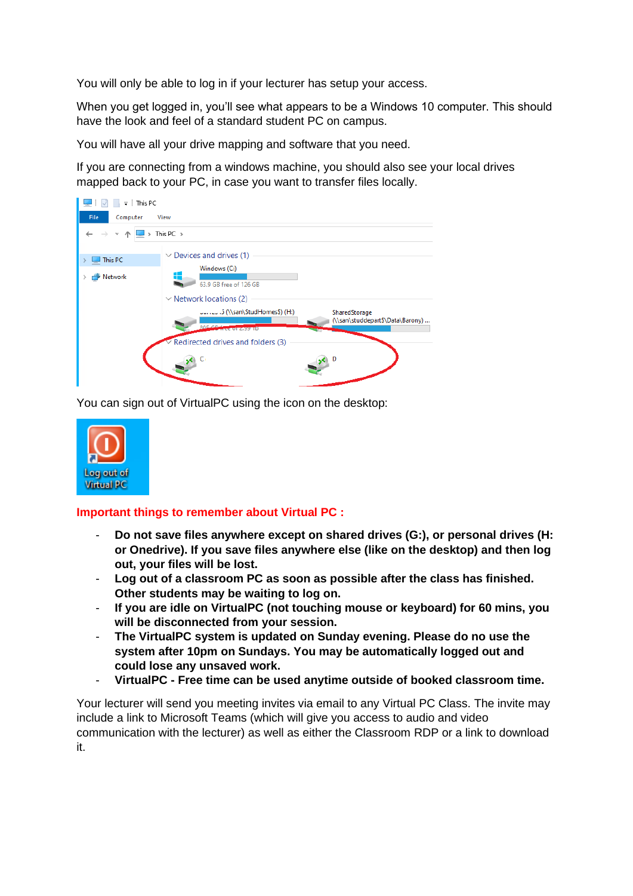You will only be able to log in if your lecturer has setup your access.

When you get logged in, you'll see what appears to be a Windows 10 computer. This should have the look and feel of a standard student PC on campus.

You will have all your drive mapping and software that you need.

If you are connecting from a windows machine, you should also see your local drives mapped back to your PC, in case you want to transfer files locally.

You can sign out of VirtualPC using the icon on the desktop:

**Important things to remember about Virtual PC :**

- **Do not save files anywhere except on shared drives (G:), or personal drives (H: or Onedrive). If you save files anywhere else (like on the desktop) and then log out, your files will be lost.**
- **Log out of a classroom PC as soon as possible after the class has finished. Other students may be waiting to log on.**
- **If you are idle on VirtualPC (not touching mouse or keyboard) for 60 mins, you will be disconnected from your session.**
- **The VirtualPC system is updated on Sunday evening. Please do no use the system after 10pm on Sundays. You may be automatically logged out and could lose any unsaved work.**
- **VirtualPC - Free time can be used anytime outside of booked classroom time.**

Your lecturer will send you meeting invites via email to any Virtual PC Class. The invite may include a link to Microsoft Teams (which will give you access to audio and video communication with the lecturer) as well as either the Classroom RDP or a link to download it.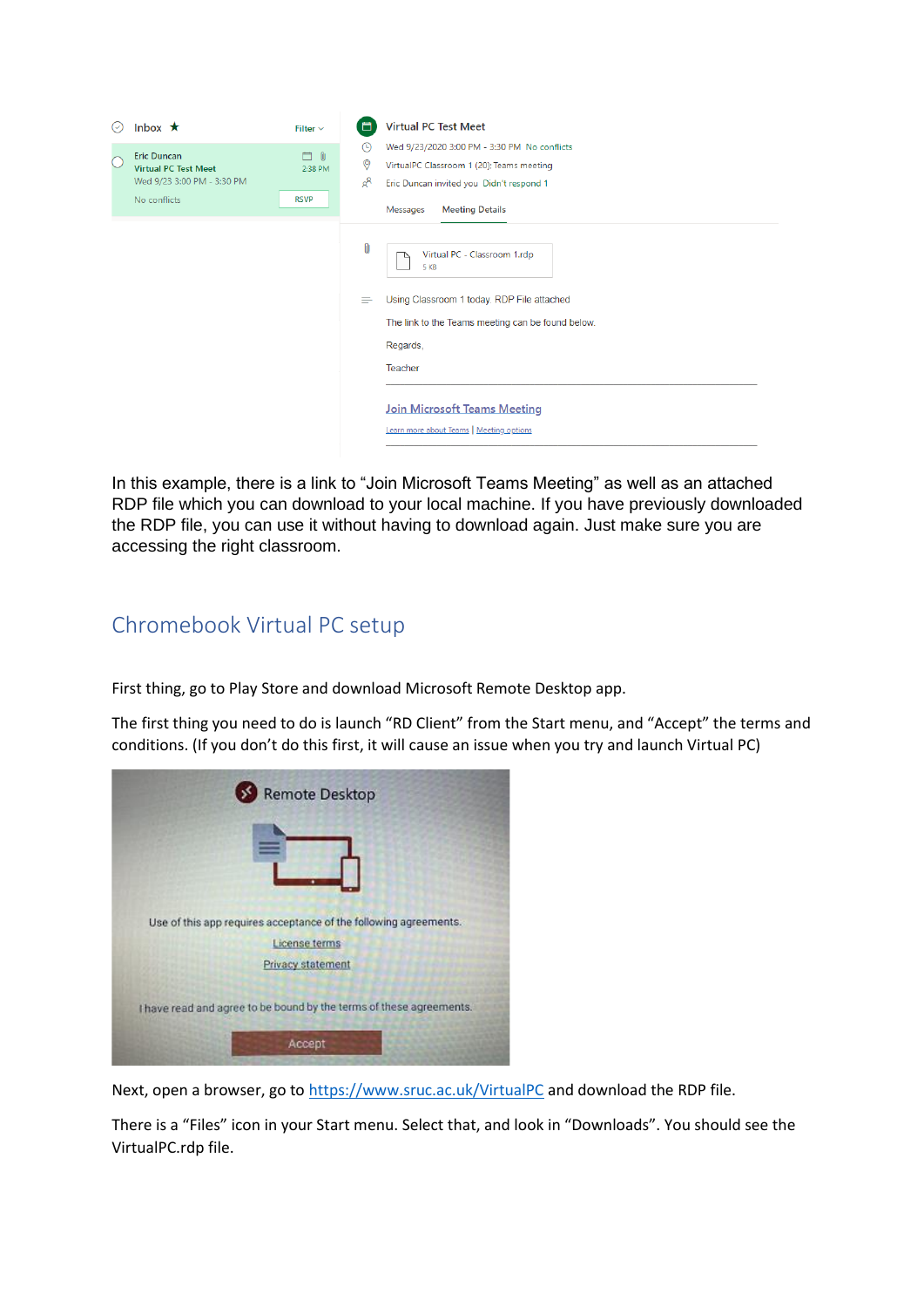In this example, there is a link to “Join Microsoft Teams Meeting” as well as an attached RDP file which you can download to your local machine. If you have previously downloaded the RDP file, you can use it without having to download again. Just make sure you are accessing the right classroom.

## Chromebook Virtual PC setup

First thing, go to Play Store and download Microsoft Remote Desktop app.

The first thing you need to do is launch “RD Client” from the Start menu, and “Accept” the terms and conditions. (If you don’t do this first, it will cause an issue when you try and launch Virtual PC)

Next, open a browser, go to [https://www.sruc.ac.uk/VirtualPC](https://www.sruc.ac.uk/VirtualPC) and download the RDP file.

There is a “Files” icon in your Start menu. Select that, and look in “Downloads”. You should see the VirtualPC.rdp file.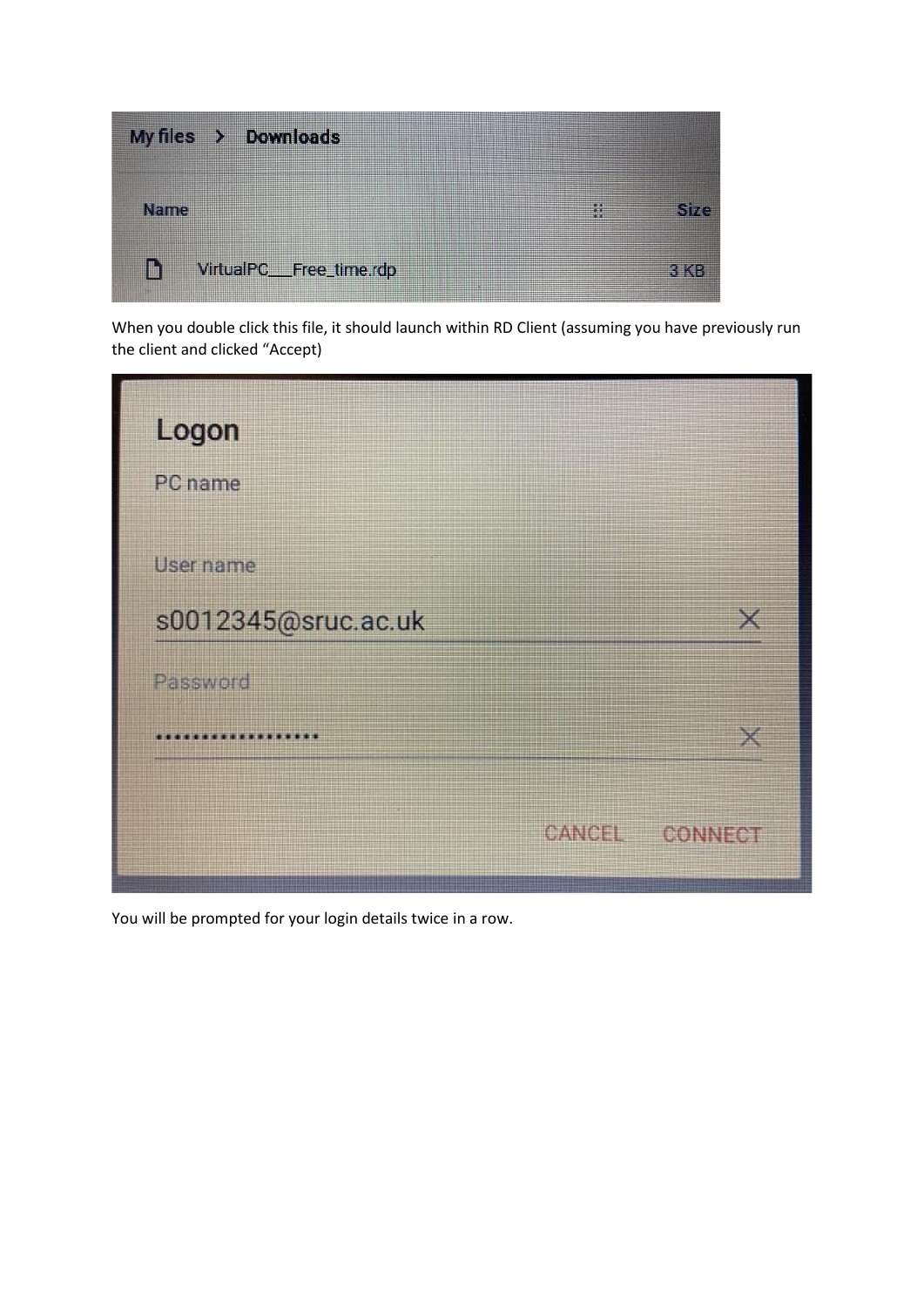When you double click this file, it should launch within RD Client (assuming you have previously run the client and clicked “Accept)

You will be prompted for your login details twice in a row.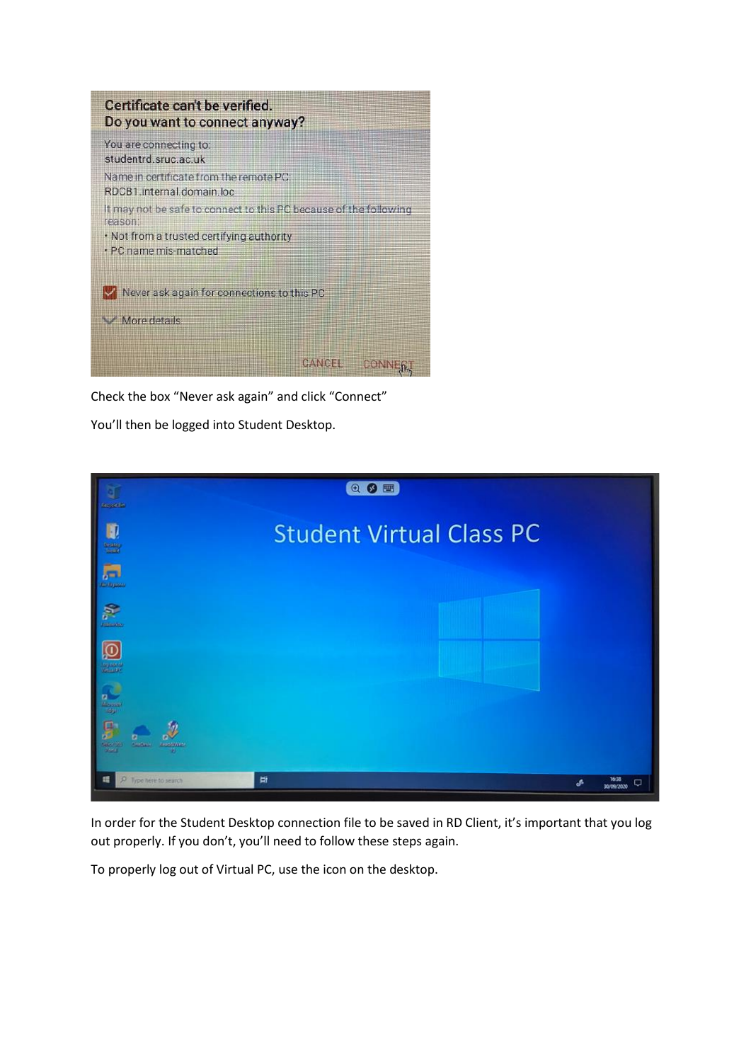Check the box "Never ask again" and click "Connect"

You'll then be logged into Student Desktop.

In order for the Student Desktop connection file to be saved in RD Client, it's important that you log out properly. If you don't, you'll need to follow these steps again.

To properly log out of Virtual PC, use the icon on the desktop.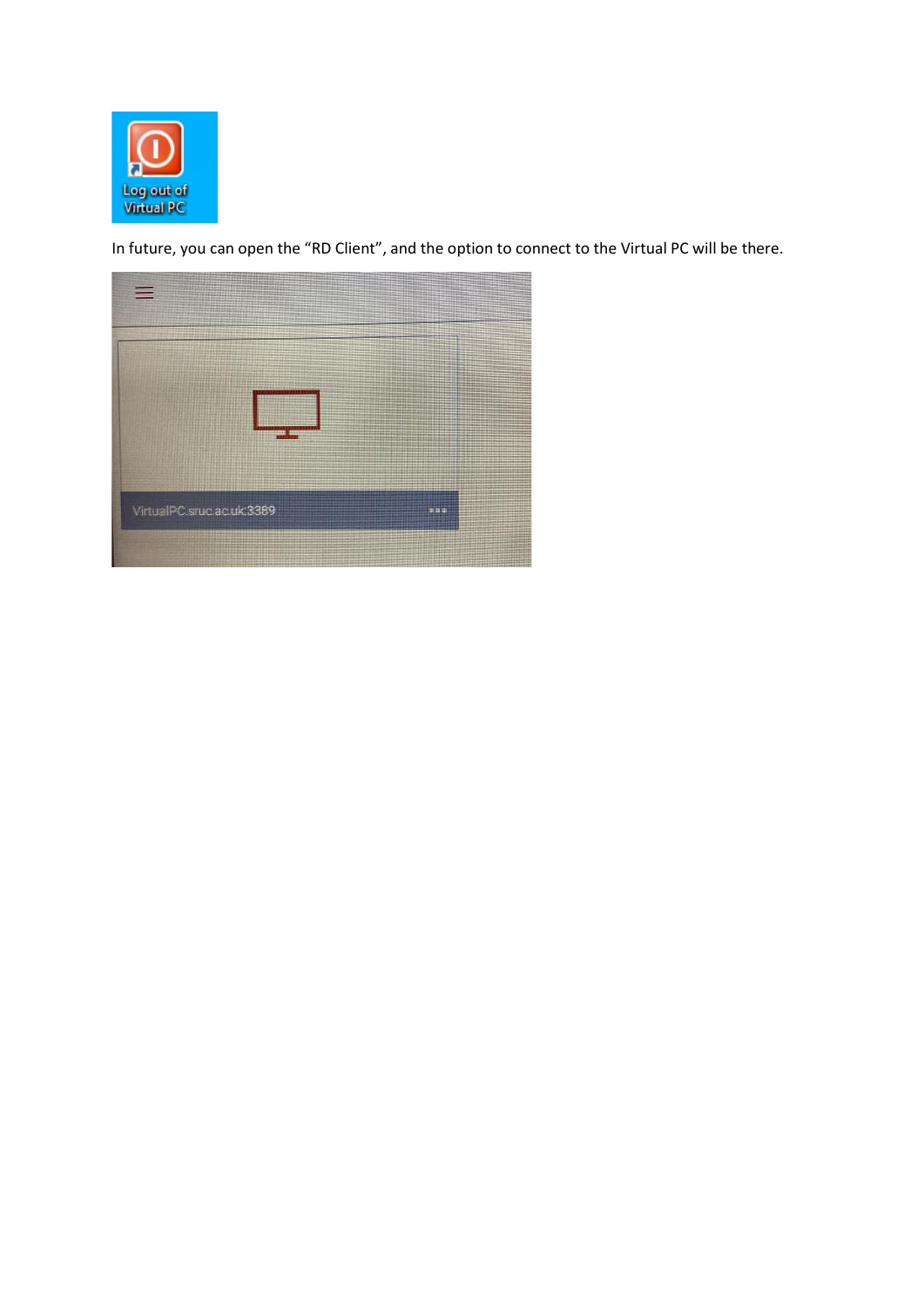In future, you can open the "RD Client", and the option to connect to the Virtual PC will be there.